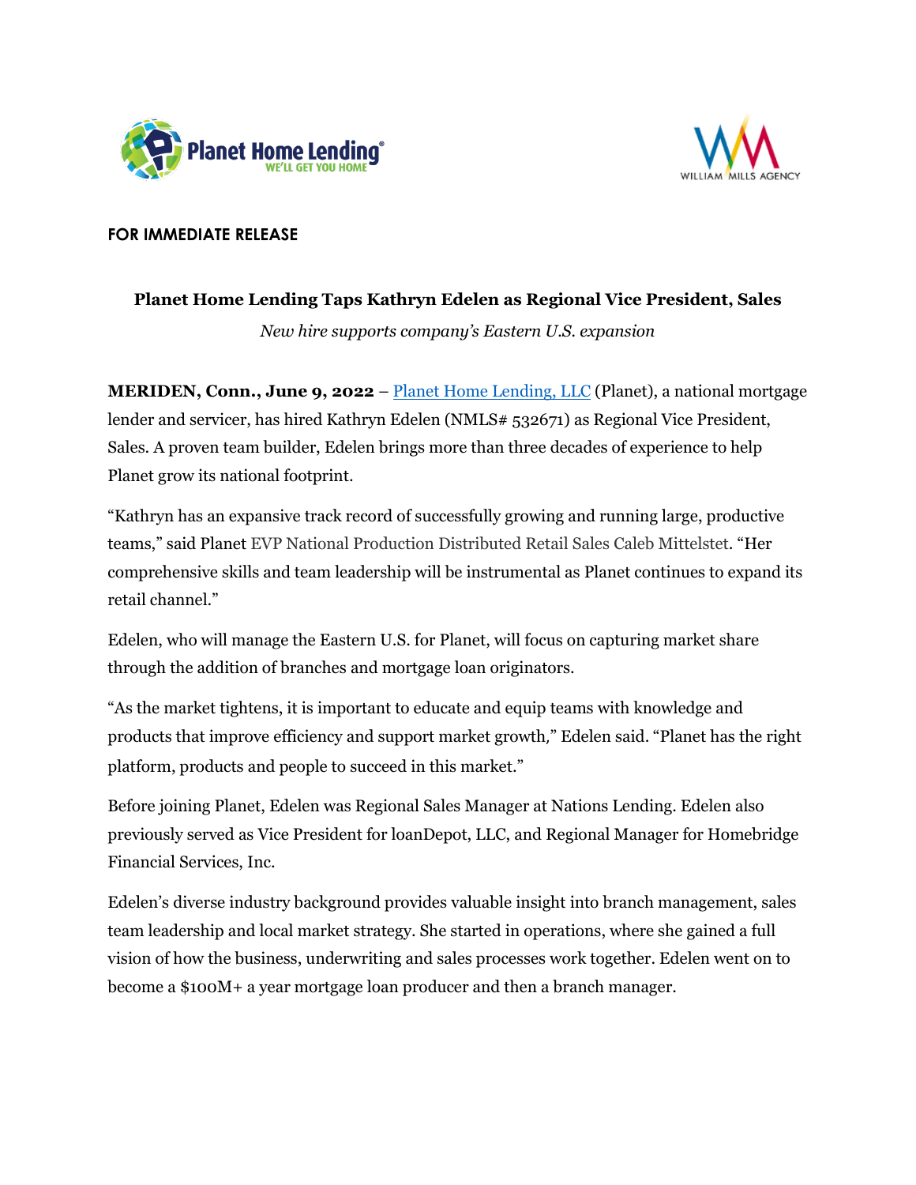**FOR IMMEDIATE RELEASE**

# Planet Home Lending Taps Kathryn Edelen as Regional Vice President, Sales

*New hire supports company's Eastern U.S. expansion*

**MERIDEN, Conn., June 9, 2022** – Planet Home Lending, LLC (Planet), a national mortgage lender and servicer, has hired Kathryn Edelen (NMLS# 532671) as Regional Vice President, Sales. A proven team builder, Edelen brings more than three decades of experience to help Planet grow its national footprint.

"Kathryn has an expansive track record of successfully growing and running large, productive teams," said Planet EVP National Production Distributed Retail Sales Caleb Mittelstet. "Her comprehensive skills and team leadership will be instrumental as Planet continues to expand its retail channel."

Edelen, who will manage the Eastern U.S. for Planet, will focus on capturing market share through the addition of branches and mortgage loan originators.

"As the market tightens, it is important to educate and equip teams with knowledge and products that improve efficiency and support market growth," Edelen said. "Planet has the right platform, products and people to succeed in this market."

Before joining Planet, Edelen was Regional Sales Manager at Nations Lending. Edelen also previously served as Vice President for loanDepot, LLC, and Regional Manager for Homebridge Financial Services, Inc.

Edelen's diverse industry background provides valuable insight into branch management, sales team leadership and local market strategy. She started in operations, where she gained a full vision of how the business, underwriting and sales processes work together. Edelen went on to become a $100M+ a year mortgage loan producer and then a branch manager.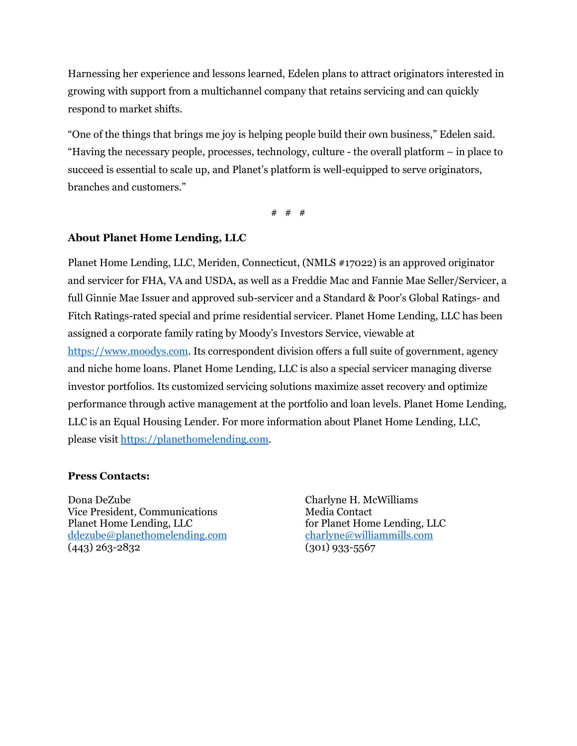Harnessing her experience and lessons learned, Edelen plans to attract originators interested in growing with support from a multichannel company that retains servicing and can quickly respond to market shifts.

"One of the things that brings me joy is helping people build their own business," Edelen said. "Having the necessary people, processes, technology, culture - the overall platform – in place to succeed is essential to scale up, and Planet's platform is well-equipped to serve originators, branches and customers."

# # #

**About Planet Home Lending, LLC**

Planet Home Lending, LLC, Meriden, Connecticut, (NMLS #17022) is an approved originator and servicer for FHA, VA and USDA, as well as a Freddie Mac and Fannie Mae Seller/Servicer, a full Ginnie Mae Issuer and approved sub-servicer and a Standard & Poor's Global Ratings- and Fitch Ratings-rated special and prime residential servicer. Planet Home Lending, LLC has been assigned a corporate family rating by Moody's Investors Service, viewable at [https://www.moodys.com](https://www.moodys.com). Its correspondent division offers a full suite of government, agency and niche home loans. Planet Home Lending, LLC is also a special servicer managing diverse investor portfolios. Its customized servicing solutions maximize asset recovery and optimize performance through active management at the portfolio and loan levels. Planet Home Lending, LLC is an Equal Housing Lender. For more information about Planet Home Lending, LLC, please visit [https://planethomelending.com](https://planethomelending.com).

**Press Contacts:**

Dona DeZube
Vice President, Communications
Planet Home Lending, LLC
[ddezube@planethomelending.com](mailto:ddezube@planethomelending.com)
(443) 263-2832

Charlyne H. McWilliams
Media Contact
for Planet Home Lending, LLC
[charlyne@williammills.com](mailto:charlyne@williammills.com)
(301) 933-5567